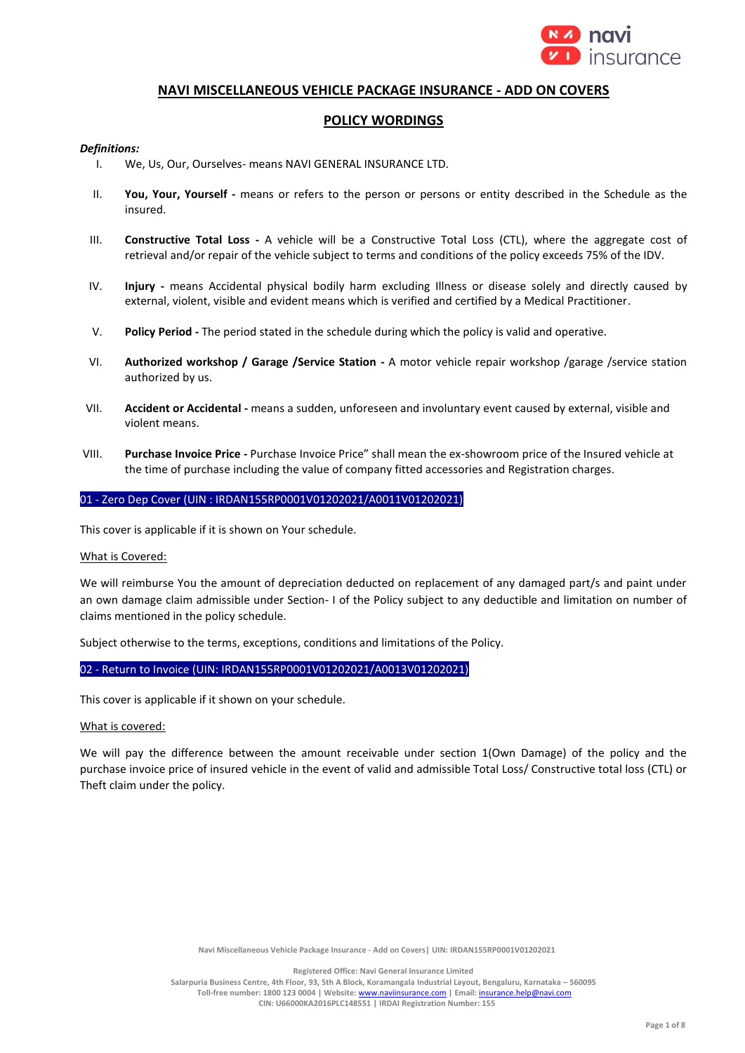## NAVI MISCELLANEOUS VEHICLE PACKAGE INSURANCE - ADD ON COVERS

## POLICY WORDINGS

***Definitions:***

I. We, Us, Our, Ourselves- means NAVI GENERAL INSURANCE LTD.

II. **You, Your, Yourself -** means or refers to the person or persons or entity described in the Schedule as the insured.

III. **Constructive Total Loss -** A vehicle will be a Constructive Total Loss (CTL), where the aggregate cost of retrieval and/or repair of the vehicle subject to terms and conditions of the policy exceeds 75% of the IDV.

IV. **Injury -** means Accidental physical bodily harm excluding Illness or disease solely and directly caused by external, violent, visible and evident means which is verified and certified by a Medical Practitioner.

V. **Policy Period -** The period stated in the schedule during which the policy is valid and operative.

VI. **Authorized workshop / Garage /Service Station -** A motor vehicle repair workshop /garage /service station authorized by us.

VII. **Accident or Accidental -** means a sudden, unforeseen and involuntary event caused by external, visible and violent means.

VIII. **Purchase Invoice Price -** Purchase Invoice Price" shall mean the ex-showroom price of the Insured vehicle at the time of purchase including the value of company fitted accessories and Registration charges.

### 01 - Zero Dep Cover (UIN : IRDAN155RP0001V01202021/A0011V01202021)

This cover is applicable if it is shown on Your schedule.

What is Covered:

We will reimburse You the amount of depreciation deducted on replacement of any damaged part/s and paint under an own damage claim admissible under Section- I of the Policy subject to any deductible and limitation on number of claims mentioned in the policy schedule.

Subject otherwise to the terms, exceptions, conditions and limitations of the Policy.

### 02 - Return to Invoice (UIN: IRDAN155RP0001V01202021/A0013V01202021)

This cover is applicable if it shown on your schedule.

What is covered:

We will pay the difference between the amount receivable under section 1(Own Damage) of the policy and the purchase invoice price of insured vehicle in the event of valid and admissible Total Loss/ Constructive total loss (CTL) or Theft claim under the policy.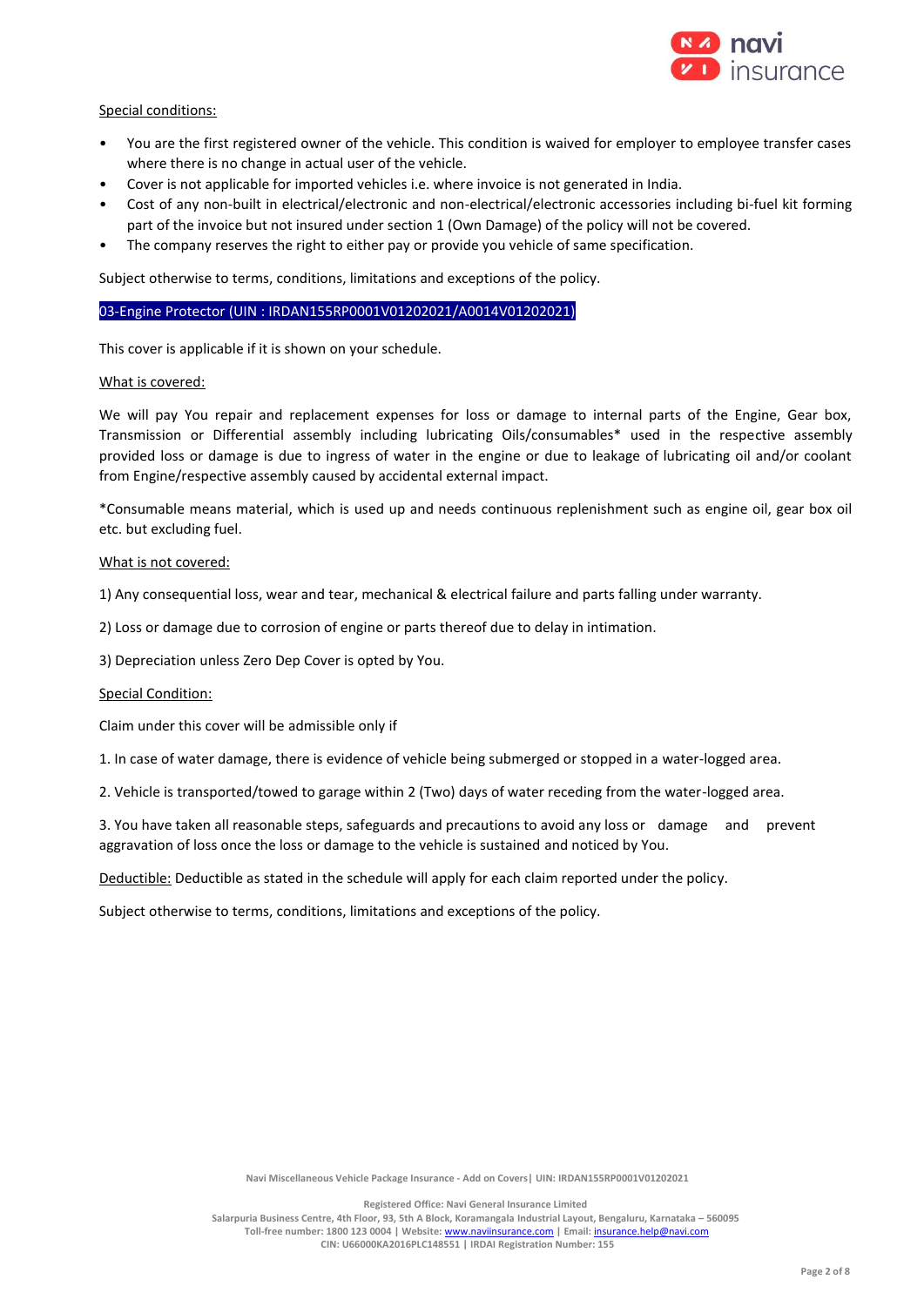Special conditions:

- You are the first registered owner of the vehicle. This condition is waived for employer to employee transfer cases where there is no change in actual user of the vehicle.
- Cover is not applicable for imported vehicles i.e. where invoice is not generated in India.
- Cost of any non-built in electrical/electronic and non-electrical/electronic accessories including bi-fuel kit forming part of the invoice but not insured under section 1 (Own Damage) of the policy will not be covered.
- The company reserves the right to either pay or provide you vehicle of same specification.

Subject otherwise to terms, conditions, limitations and exceptions of the policy.

## 03-Engine Protector (UIN : IRDAN155RP0001V01202021/A0014V01202021)

This cover is applicable if it is shown on your schedule.

What is covered:

We will pay You repair and replacement expenses for loss or damage to internal parts of the Engine, Gear box, Transmission or Differential assembly including lubricating Oils/consumables* used in the respective assembly provided loss or damage is due to ingress of water in the engine or due to leakage of lubricating oil and/or coolant from Engine/respective assembly caused by accidental external impact.

*Consumable means material, which is used up and needs continuous replenishment such as engine oil, gear box oil etc. but excluding fuel.

What is not covered:

1) Any consequential loss, wear and tear, mechanical & electrical failure and parts falling under warranty.

2) Loss or damage due to corrosion of engine or parts thereof due to delay in intimation.

3) Depreciation unless Zero Dep Cover is opted by You.

Special Condition:

Claim under this cover will be admissible only if

1. In case of water damage, there is evidence of vehicle being submerged or stopped in a water-logged area.

2. Vehicle is transported/towed to garage within 2 (Two) days of water receding from the water-logged area.

3. You have taken all reasonable steps, safeguards and precautions to avoid any loss or damage and prevent aggravation of loss once the loss or damage to the vehicle is sustained and noticed by You.

Deductible: Deductible as stated in the schedule will apply for each claim reported under the policy.

Subject otherwise to terms, conditions, limitations and exceptions of the policy.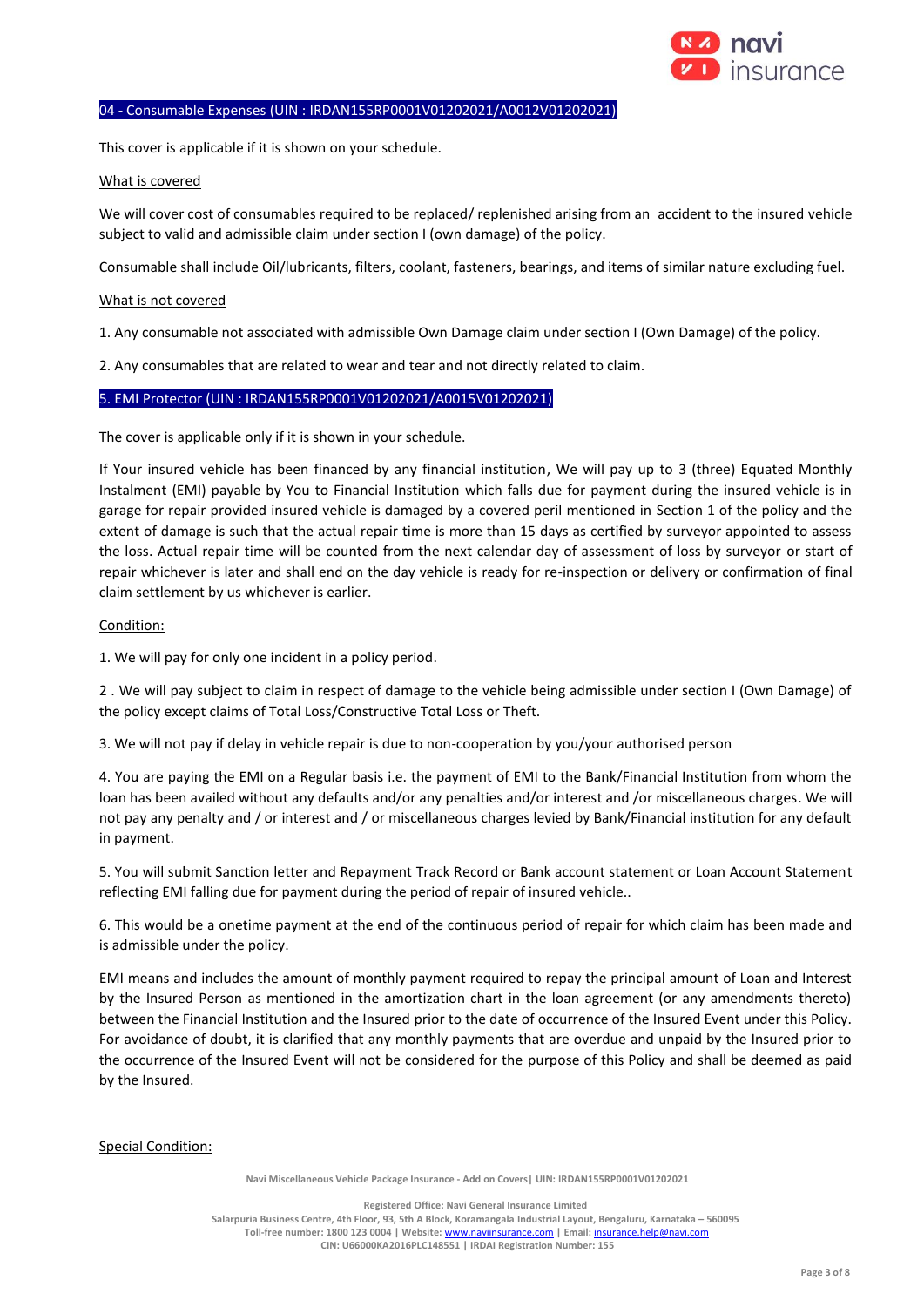## 04 - Consumable Expenses (UIN : IRDAN155RP0001V01202021/A0012V01202021)

This cover is applicable if it is shown on your schedule.

What is covered

We will cover cost of consumables required to be replaced/ replenished arising from an accident to the insured vehicle subject to valid and admissible claim under section I (own damage) of the policy.

Consumable shall include Oil/lubricants, filters, coolant, fasteners, bearings, and items of similar nature excluding fuel.

What is not covered

1. Any consumable not associated with admissible Own Damage claim under section I (Own Damage) of the policy.

2. Any consumables that are related to wear and tear and not directly related to claim.

## 5. EMI Protector (UIN : IRDAN155RP0001V01202021/A0015V01202021)

The cover is applicable only if it is shown in your schedule.

If Your insured vehicle has been financed by any financial institution, We will pay up to 3 (three) Equated Monthly Instalment (EMI) payable by You to Financial Institution which falls due for payment during the insured vehicle is in garage for repair provided insured vehicle is damaged by a covered peril mentioned in Section 1 of the policy and the extent of damage is such that the actual repair time is more than 15 days as certified by surveyor appointed to assess the loss. Actual repair time will be counted from the next calendar day of assessment of loss by surveyor or start of repair whichever is later and shall end on the day vehicle is ready for re-inspection or delivery or confirmation of final claim settlement by us whichever is earlier.

Condition:

1. We will pay for only one incident in a policy period.

2 . We will pay subject to claim in respect of damage to the vehicle being admissible under section I (Own Damage) of the policy except claims of Total Loss/Constructive Total Loss or Theft.

3. We will not pay if delay in vehicle repair is due to non-cooperation by you/your authorised person

4. You are paying the EMI on a Regular basis i.e. the payment of EMI to the Bank/Financial Institution from whom the loan has been availed without any defaults and/or any penalties and/or interest and /or miscellaneous charges. We will not pay any penalty and / or interest and / or miscellaneous charges levied by Bank/Financial institution for any default in payment.

5. You will submit Sanction letter and Repayment Track Record or Bank account statement or Loan Account Statement reflecting EMI falling due for payment during the period of repair of insured vehicle..

6. This would be a onetime payment at the end of the continuous period of repair for which claim has been made and is admissible under the policy.

EMI means and includes the amount of monthly payment required to repay the principal amount of Loan and Interest by the Insured Person as mentioned in the amortization chart in the loan agreement (or any amendments thereto) between the Financial Institution and the Insured prior to the date of occurrence of the Insured Event under this Policy. For avoidance of doubt, it is clarified that any monthly payments that are overdue and unpaid by the Insured prior to the occurrence of the Insured Event will not be considered for the purpose of this Policy and shall be deemed as paid by the Insured.

Special Condition: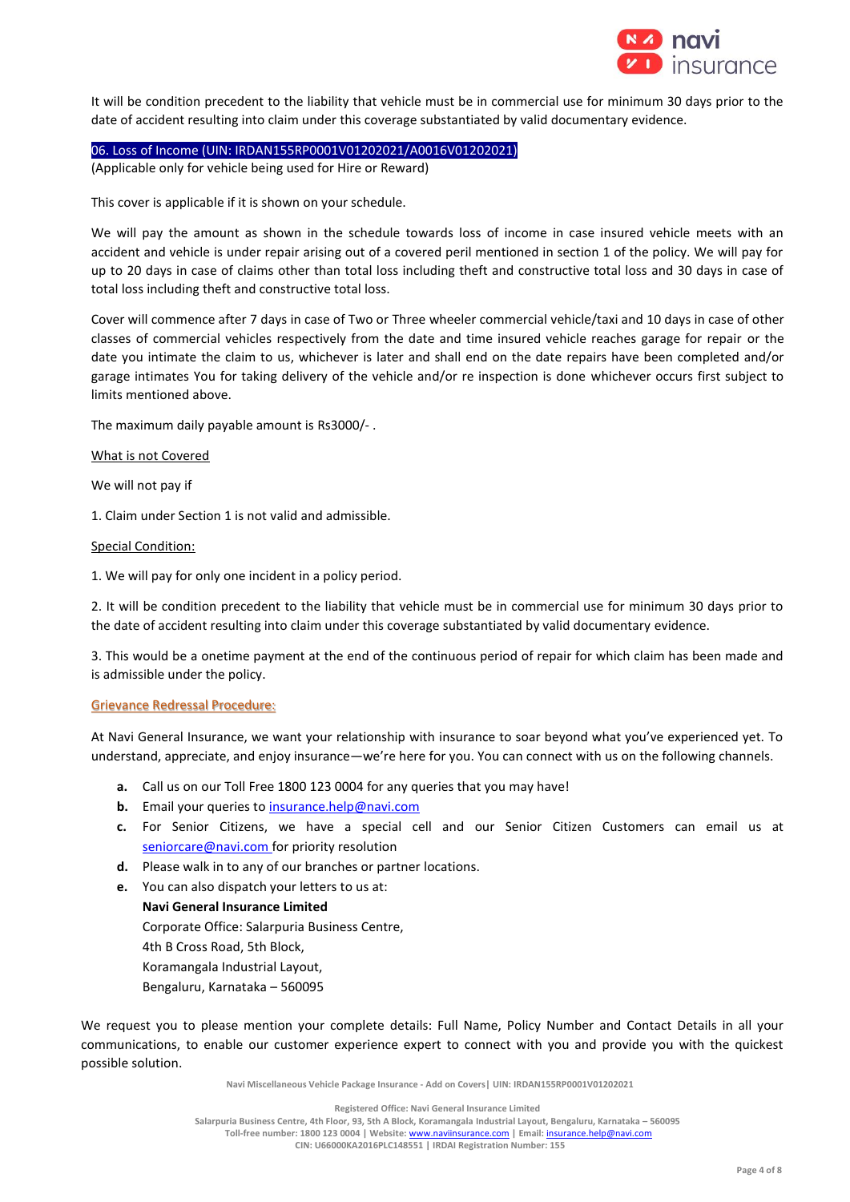It will be condition precedent to the liability that vehicle must be in commercial use for minimum 30 days prior to the date of accident resulting into claim under this coverage substantiated by valid documentary evidence.

## 06. Loss of Income (UIN: IRDAN155RP0001V01202021/A0016V01202021)

(Applicable only for vehicle being used for Hire or Reward)

This cover is applicable if it is shown on your schedule.

We will pay the amount as shown in the schedule towards loss of income in case insured vehicle meets with an accident and vehicle is under repair arising out of a covered peril mentioned in section 1 of the policy. We will pay for up to 20 days in case of claims other than total loss including theft and constructive total loss and 30 days in case of total loss including theft and constructive total loss.

Cover will commence after 7 days in case of Two or Three wheeler commercial vehicle/taxi and 10 days in case of other classes of commercial vehicles respectively from the date and time insured vehicle reaches garage for repair or the date you intimate the claim to us, whichever is later and shall end on the date repairs have been completed and/or garage intimates You for taking delivery of the vehicle and/or re inspection is done whichever occurs first subject to limits mentioned above.

The maximum daily payable amount is Rs3000/- .

What is not Covered

We will not pay if

1. Claim under Section 1 is not valid and admissible.

Special Condition:

1. We will pay for only one incident in a policy period.

2. It will be condition precedent to the liability that vehicle must be in commercial use for minimum 30 days prior to the date of accident resulting into claim under this coverage substantiated by valid documentary evidence.

3. This would be a onetime payment at the end of the continuous period of repair for which claim has been made and is admissible under the policy.

## Grievance Redressal Procedure:

At Navi General Insurance, we want your relationship with insurance to soar beyond what you've experienced yet. To understand, appreciate, and enjoy insurance—we're here for you. You can connect with us on the following channels.

a. Call us on our Toll Free 1800 123 0004 for any queries that you may have!
b. Email your queries to insurance.help@navi.com
c. For Senior Citizens, we have a special cell and our Senior Citizen Customers can email us at seniorcare@navi.com for priority resolution
d. Please walk in to any of our branches or partner locations.
e. You can also dispatch your letters to us at:
   **Navi General Insurance Limited**
   Corporate Office: Salarpuria Business Centre,
   4th B Cross Road, 5th Block,
   Koramangala Industrial Layout,
   Bengaluru, Karnataka – 560095

We request you to please mention your complete details: Full Name, Policy Number and Contact Details in all your communications, to enable our customer experience expert to connect with you and provide you with the quickest possible solution.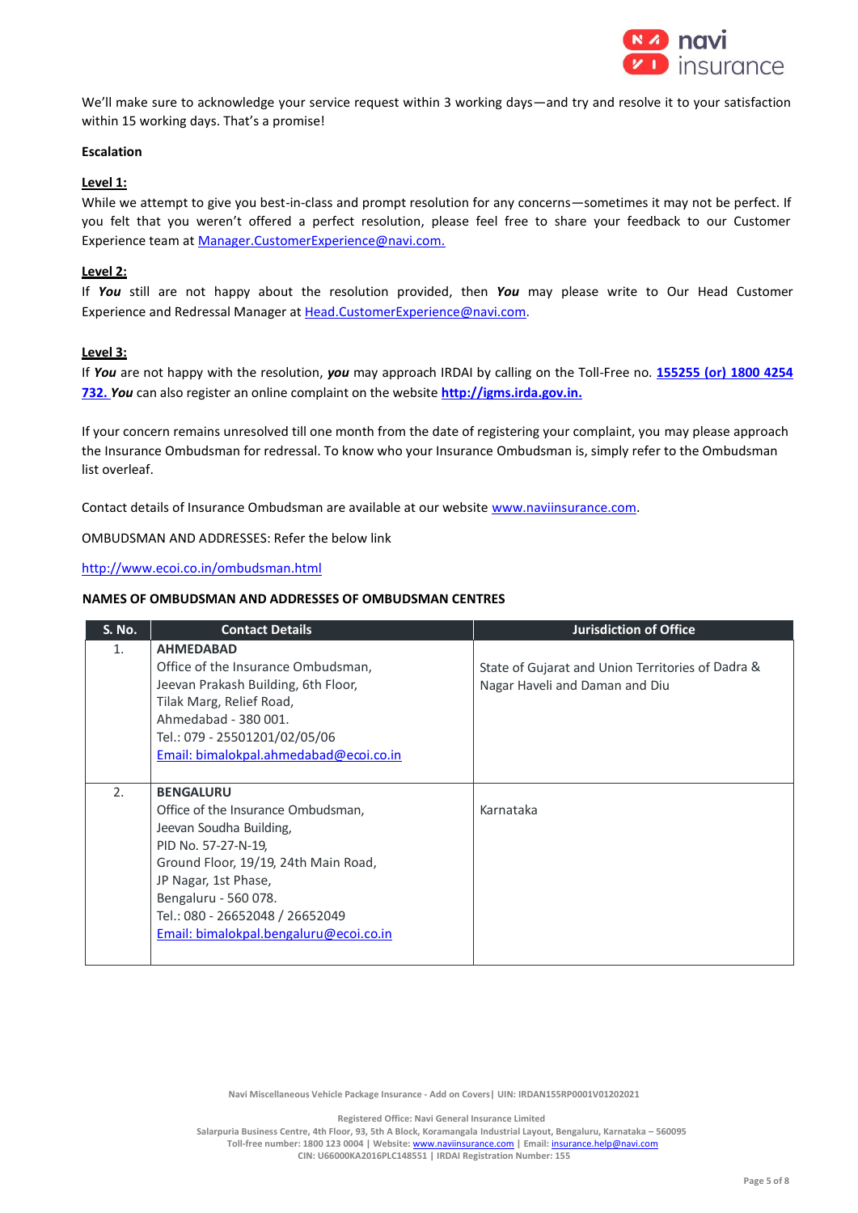We'll make sure to acknowledge your service request within 3 working days—and try and resolve it to your satisfaction within 15 working days. That's a promise!

**Escalation**

**Level 1:**

While we attempt to give you best-in-class and prompt resolution for any concerns—sometimes it may not be perfect. If you felt that you weren't offered a perfect resolution, please feel free to share your feedback to our Customer Experience team at Manager.CustomerExperience@navi.com.

**Level 2:**

If ***You*** still are not happy about the resolution provided, then ***You*** may please write to Our Head Customer Experience and Redressal Manager at Head.CustomerExperience@navi.com.

**Level 3:**

If ***You*** are not happy with the resolution, ***you*** may approach IRDAI by calling on the Toll-Free no. **155255 (or) 1800 4254 732. *You*** can also register an online complaint on the website **http://igms.irda.gov.in.**

If your concern remains unresolved till one month from the date of registering your complaint, you may please approach the Insurance Ombudsman for redressal. To know who your Insurance Ombudsman is, simply refer to the Ombudsman list overleaf.

Contact details of Insurance Ombudsman are available at our website www.naviinsurance.com.

OMBUDSMAN AND ADDRESSES: Refer the below link

http://www.ecoi.co.in/ombudsman.html

**NAMES OF OMBUDSMAN AND ADDRESSES OF OMBUDSMAN CENTRES**

| S. No. | Contact Details | Jurisdiction of Office |
|---|---|---|
| 1. | **AHMEDABAD**<br>Office of the Insurance Ombudsman,<br>Jeevan Prakash Building, 6th Floor,<br>Tilak Marg, Relief Road,<br>Ahmedabad - 380 001.<br>Tel.: 079 - 25501201/02/05/06<br>Email: bimalokpal.ahmedabad@ecoi.co.in | State of Gujarat and Union Territories of Dadra & Nagar Haveli and Daman and Diu |
| 2. | **BENGALURU**<br>Office of the Insurance Ombudsman,<br>Jeevan Soudha Building,<br>PID No. 57-27-N-19,<br>Ground Floor, 19/19, 24th Main Road,<br>JP Nagar, 1st Phase,<br>Bengaluru - 560 078.<br>Tel.: 080 - 26652048 / 26652049<br>Email: bimalokpal.bengaluru@ecoi.co.in | Karnataka |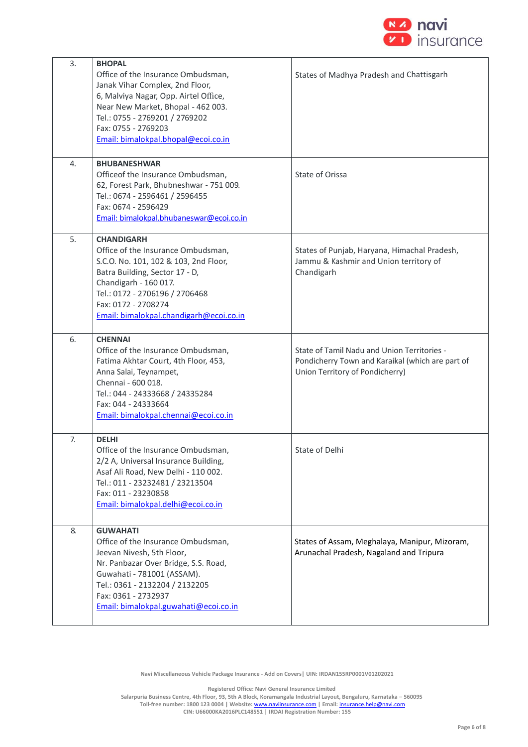| | | |
|---|---|---|
| 3. | **BHOPAL**<br>Office of the Insurance Ombudsman,<br>Janak Vihar Complex, 2nd Floor,<br>6, Malviya Nagar, Opp. Airtel Office,<br>Near New Market, Bhopal - 462 003.<br>Tel.: 0755 - 2769201 / 2769202<br>Fax: 0755 - 2769203<br>Email: bimalokpal.bhopal@ecoi.co.in | States of Madhya Pradesh and Chattisgarh |
| 4. | **BHUBANESHWAR**<br>Officeof the Insurance Ombudsman,<br>62, Forest Park, Bhubneshwar - 751 009.<br>Tel.: 0674 - 2596461 / 2596455<br>Fax: 0674 - 2596429<br>Email: bimalokpal.bhubaneswar@ecoi.co.in | State of Orissa |
| 5. | **CHANDIGARH**<br>Office of the Insurance Ombudsman,<br>S.C.O. No. 101, 102 & 103, 2nd Floor,<br>Batra Building, Sector 17 - D,<br>Chandigarh - 160 017.<br>Tel.: 0172 - 2706196 / 2706468<br>Fax: 0172 - 2708274<br>Email: bimalokpal.chandigarh@ecoi.co.in | States of Punjab, Haryana, Himachal Pradesh, Jammu & Kashmir and Union territory of Chandigarh |
| 6. | **CHENNAI**<br>Office of the Insurance Ombudsman,<br>Fatima Akhtar Court, 4th Floor, 453,<br>Anna Salai, Teynampet,<br>Chennai - 600 018.<br>Tel.: 044 - 24333668 / 24335284<br>Fax: 044 - 24333664<br>Email: bimalokpal.chennai@ecoi.co.in | State of Tamil Nadu and Union Territories - Pondicherry Town and Karaikal (which are part of Union Territory of Pondicherry) |
| 7. | **DELHI**<br>Office of the Insurance Ombudsman,<br>2/2 A, Universal Insurance Building,<br>Asaf Ali Road, New Delhi - 110 002.<br>Tel.: 011 - 23232481 / 23213504<br>Fax: 011 - 23230858<br>Email: bimalokpal.delhi@ecoi.co.in | State of Delhi |
| 8. | **GUWAHATI**<br>Office of the Insurance Ombudsman,<br>Jeevan Nivesh, 5th Floor,<br>Nr. Panbazar Over Bridge, S.S. Road,<br>Guwahati - 781001 (ASSAM).<br>Tel.: 0361 - 2132204 / 2132205<br>Fax: 0361 - 2732937<br>Email: bimalokpal.guwahati@ecoi.co.in | States of Assam, Meghalaya, Manipur, Mizoram, Arunachal Pradesh, Nagaland and Tripura |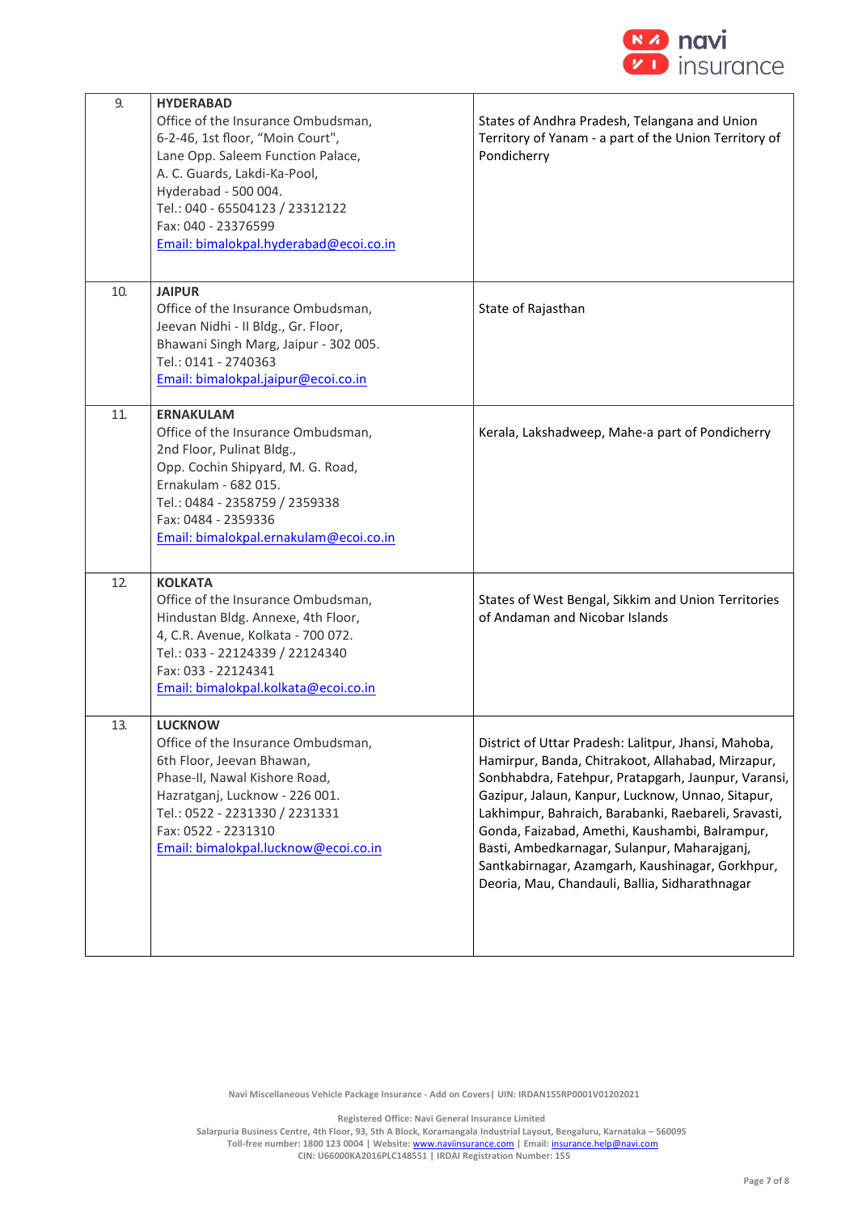| | | |
|---|---|---|
| 9. | **HYDERABAD**<br>Office of the Insurance Ombudsman,<br>6-2-46, 1st floor, "Moin Court",<br>Lane Opp. Saleem Function Palace,<br>A. C. Guards, Lakdi-Ka-Pool,<br>Hyderabad - 500 004.<br>Tel.: 040 - 65504123 / 23312122<br>Fax: 040 - 23376599<br>Email: bimalokpal.hyderabad@ecoi.co.in | States of Andhra Pradesh, Telangana and Union Territory of Yanam - a part of the Union Territory of Pondicherry |
| 10. | **JAIPUR**<br>Office of the Insurance Ombudsman,<br>Jeevan Nidhi - II Bldg., Gr. Floor,<br>Bhawani Singh Marg, Jaipur - 302 005.<br>Tel.: 0141 - 2740363<br>Email: bimalokpal.jaipur@ecoi.co.in | State of Rajasthan |
| 11. | **ERNAKULAM**<br>Office of the Insurance Ombudsman,<br>2nd Floor, Pulinat Bldg.,<br>Opp. Cochin Shipyard, M. G. Road,<br>Ernakulam - 682 015.<br>Tel.: 0484 - 2358759 / 2359338<br>Fax: 0484 - 2359336<br>Email: bimalokpal.ernakulam@ecoi.co.in | Kerala, Lakshadweep, Mahe-a part of Pondicherry |
| 12. | **KOLKATA**<br>Office of the Insurance Ombudsman,<br>Hindustan Bldg. Annexe, 4th Floor,<br>4, C.R. Avenue, Kolkata - 700 072.<br>Tel.: 033 - 22124339 / 22124340<br>Fax: 033 - 22124341<br>Email: bimalokpal.kolkata@ecoi.co.in | States of West Bengal, Sikkim and Union Territories of Andaman and Nicobar Islands |
| 13. | **LUCKNOW**<br>Office of the Insurance Ombudsman,<br>6th Floor, Jeevan Bhawan,<br>Phase-II, Nawal Kishore Road,<br>Hazratganj, Lucknow - 226 001.<br>Tel.: 0522 - 2231330 / 2231331<br>Fax: 0522 - 2231310<br>Email: bimalokpal.lucknow@ecoi.co.in | District of Uttar Pradesh: Lalitpur, Jhansi, Mahoba, Hamirpur, Banda, Chitrakoot, Allahabad, Mirzapur, Sonbhabdra, Fatehpur, Pratapgarh, Jaunpur, Varansi, Gazipur, Jalaun, Kanpur, Lucknow, Unnao, Sitapur, Lakhimpur, Bahraich, Barabanki, Raebareli, Sravasti, Gonda, Faizabad, Amethi, Kaushambi, Balrampur, Basti, Ambedkarnagar, Sulanpur, Maharajganj, Santkabirnagar, Azamgarh, Kaushinagar, Gorkhpur, Deoria, Mau, Chandauli, Ballia, Sidharathnagar |

Navi Miscellaneous Vehicle Package Insurance - Add on Covers| UIN: IRDAN155RP0001V01202021

Registered Office: Navi General Insurance Limited
Salarpuria Business Centre, 4th Floor, 93, 5th A Block, Koramangala Industrial Layout, Bengaluru, Karnataka – 560095
Toll-free number: 1800 123 0004 | Website: www.naviinsurance.com | Email: insurance.help@navi.com
CIN: U66000KA2016PLC148551 | IRDAI Registration Number: 155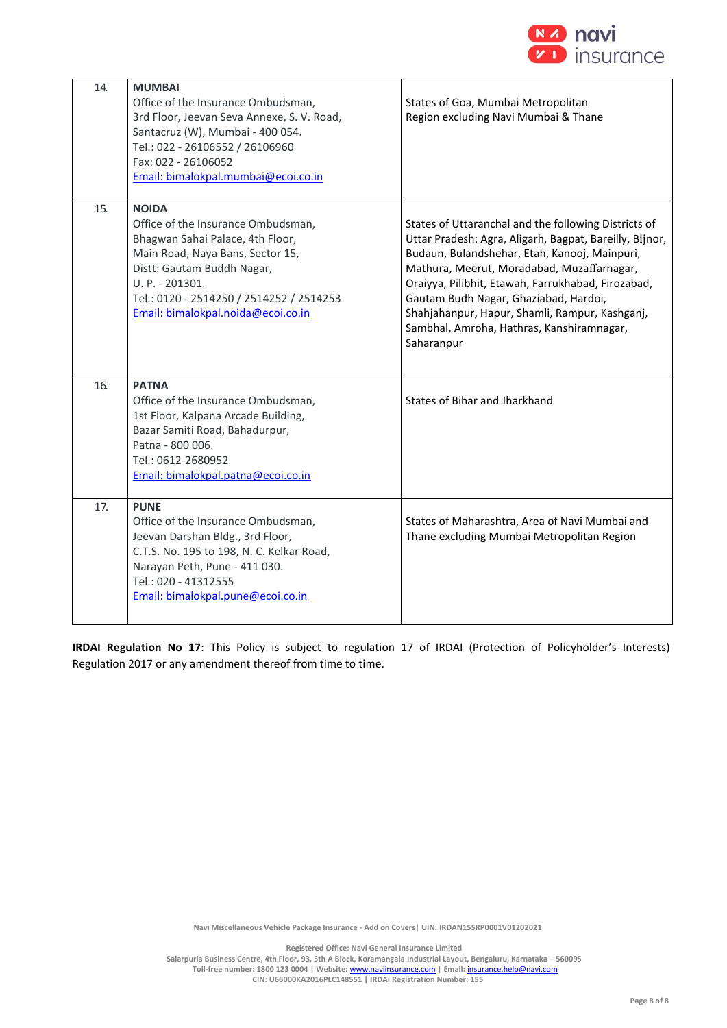| | | |
|---|---|---|
| 14. | **MUMBAI**<br>Office of the Insurance Ombudsman,<br>3rd Floor, Jeevan Seva Annexe, S. V. Road,<br>Santacruz (W), Mumbai - 400 054.<br>Tel.: 022 - 26106552 / 26106960<br>Fax: 022 - 26106052<br>Email: bimalokpal.mumbai@ecoi.co.in | States of Goa, Mumbai Metropolitan Region excluding Navi Mumbai & Thane |
| 15. | **NOIDA**<br>Office of the Insurance Ombudsman,<br>Bhagwan Sahai Palace, 4th Floor,<br>Main Road, Naya Bans, Sector 15,<br>Distt: Gautam Buddh Nagar,<br>U. P. - 201301.<br>Tel.: 0120 - 2514250 / 2514252 / 2514253<br>Email: bimalokpal.noida@ecoi.co.in | States of Uttaranchal and the following Districts of Uttar Pradesh: Agra, Aligarh, Bagpat, Bareilly, Bijnor, Budaun, Bulandshehar, Etah, Kanooj, Mainpuri, Mathura, Meerut, Moradabad, Muzaffarnagar, Oraiyya, Pilibhit, Etawah, Farrukhabad, Firozabad, Gautam Budh Nagar, Ghaziabad, Hardoi, Shahjahanpur, Hapur, Shamli, Rampur, Kashganj, Sambhal, Amroha, Hathras, Kanshiramnagar, Saharanpur |
| 16. | **PATNA**<br>Office of the Insurance Ombudsman,<br>1st Floor, Kalpana Arcade Building,<br>Bazar Samiti Road, Bahadurpur,<br>Patna - 800 006.<br>Tel.: 0612-2680952<br>Email: bimalokpal.patna@ecoi.co.in | States of Bihar and Jharkhand |
| 17. | **PUNE**<br>Office of the Insurance Ombudsman,<br>Jeevan Darshan Bldg., 3rd Floor,<br>C.T.S. No. 195 to 198, N. C. Kelkar Road,<br>Narayan Peth, Pune - 411 030.<br>Tel.: 020 - 41312555<br>Email: bimalokpal.pune@ecoi.co.in | States of Maharashtra, Area of Navi Mumbai and Thane excluding Mumbai Metropolitan Region |

**IRDAI Regulation No 17**: This Policy is subject to regulation 17 of IRDAI (Protection of Policyholder's Interests) Regulation 2017 or any amendment thereof from time to time.